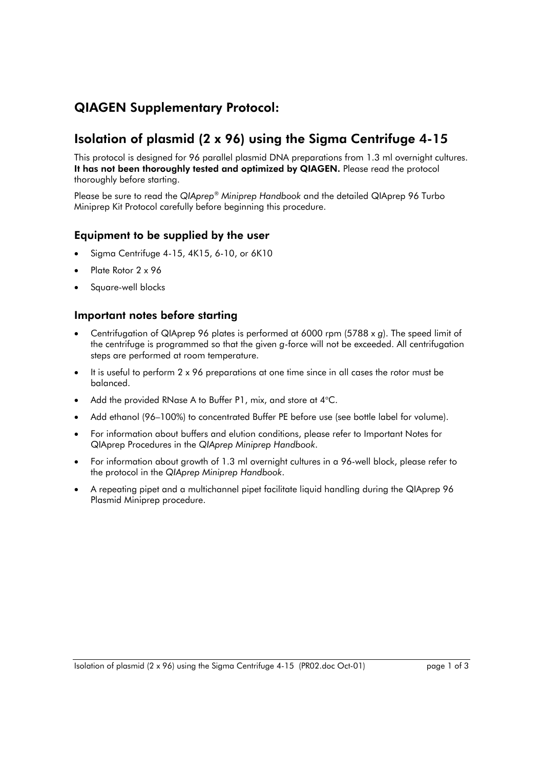## QIAGEN Supplementary Protocol:

# Isolation of plasmid (2 x 96) using the Sigma Centrifuge 4-15

This protocol is designed for 96 parallel plasmid DNA preparations from 1.3 ml overnight cultures. **It has not been thoroughly tested and optimized by QIAGEN.** Please read the protocol thoroughly before starting.

Please be sure to read the *QIAprep® Miniprep Handbook* and the detailed QIAprep 96 Turbo Miniprep Kit Protocol carefully before beginning this procedure.

### Equipment to be supplied by the user

- Sigma Centrifuge 4-15, 4K15, 6-10, or 6K10
- Plate Rotor 2 x 96
- Square-well blocks

### Important notes before starting

- Centrifugation of QIAprep 96 plates is performed at 6000 rpm (5788 x *g*). The speed limit of the centrifuge is programmed so that the given *g*-force will not be exceeded. All centrifugation steps are performed at room temperature.
- It is useful to perform 2 x 96 preparations at one time since in all cases the rotor must be balanced.
- Add the provided RNase A to Buffer P1, mix, and store at 4°C.
- Add ethanol (96–100%) to concentrated Buffer PE before use (see bottle label for volume).
- For information about buffers and elution conditions, please refer to Important Notes for QIAprep Procedures in the *QIAprep Miniprep Handbook*.
- For information about growth of 1.3 ml overnight cultures in a 96-well block, please refer to the protocol in the *QIAprep Miniprep Handbook*.
- A repeating pipet and a multichannel pipet facilitate liquid handling during the QIAprep 96 Plasmid Miniprep procedure.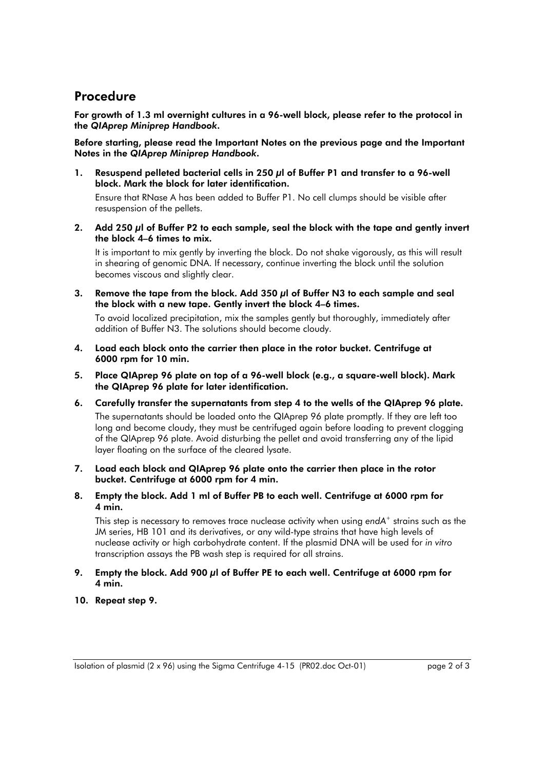## Procedure

**For growth of 1.3 ml overnight cultures in a 96-well block, please refer to the protocol in the *QIAprep Miniprep Handbook*.**

**Before starting, please read the Important Notes on the previous page and the Important Notes in the *QIAprep Miniprep Handbook*.**

1. **Resuspend pelleted bacterial cells in 250 µl of Buffer P1 and transfer to a 96-well block. Mark the block for later identification.**

   Ensure that RNase A has been added to Buffer P1. No cell clumps should be visible after resuspension of the pellets.

2. **Add 250 µl of Buffer P2 to each sample, seal the block with the tape and gently invert the block 4–6 times to mix.**

   It is important to mix gently by inverting the block. Do not shake vigorously, as this will result in shearing of genomic DNA. If necessary, continue inverting the block until the solution becomes viscous and slightly clear.

3. **Remove the tape from the block. Add 350 µl of Buffer N3 to each sample and seal the block with a new tape. Gently invert the block 4–6 times.**

   To avoid localized precipitation, mix the samples gently but thoroughly, immediately after addition of Buffer N3. The solutions should become cloudy.

4. **Load each block onto the carrier then place in the rotor bucket. Centrifuge at 6000 rpm for 10 min.**

5. **Place QIAprep 96 plate on top of a 96-well block (e.g., a square-well block). Mark the QIAprep 96 plate for later identification.**

6. **Carefully transfer the supernatants from step 4 to the wells of the QIAprep 96 plate.**

   The supernatants should be loaded onto the QIAprep 96 plate promptly. If they are left too long and become cloudy, they must be centrifuged again before loading to prevent clogging of the QIAprep 96 plate. Avoid disturbing the pellet and avoid transferring any of the lipid layer floating on the surface of the cleared lysate.

7. **Load each block and QIAprep 96 plate onto the carrier then place in the rotor bucket. Centrifuge at 6000 rpm for 4 min.**

8. **Empty the block. Add 1 ml of Buffer PB to each well. Centrifuge at 6000 rpm for 4 min.**

   This step is necessary to removes trace nuclease activity when using *endA*$^+$ strains such as the JM series, HB 101 and its derivatives, or any wild-type strains that have high levels of nuclease activity or high carbohydrate content. If the plasmid DNA will be used for *in vitro* transcription assays the PB wash step is required for all strains.

9. **Empty the block. Add 900 µl of Buffer PE to each well. Centrifuge at 6000 rpm for 4 min.**

10. **Repeat step 9.**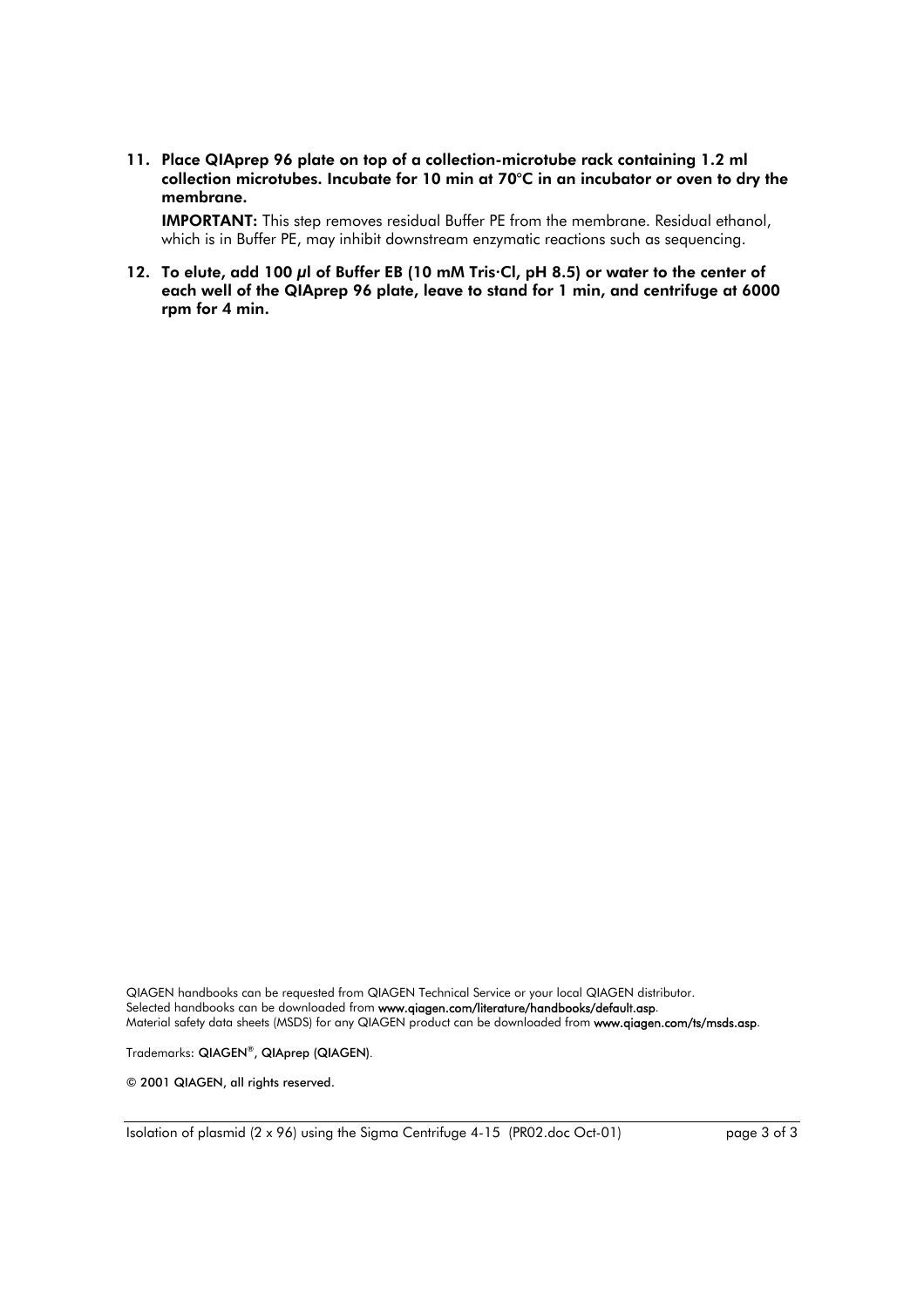11. **Place QIAprep 96 plate on top of a collection-microtube rack containing 1.2 ml collection microtubes. Incubate for 10 min at 70°C in an incubator or oven to dry the membrane.**

    **IMPORTANT:** This step removes residual Buffer PE from the membrane. Residual ethanol, which is in Buffer PE, may inhibit downstream enzymatic reactions such as sequencing.

12. **To elute, add 100 µl of Buffer EB (10 mM Tris·Cl, pH 8.5) or water to the center of each well of the QIAprep 96 plate, leave to stand for 1 min, and centrifuge at 6000 rpm for 4 min.**

QIAGEN handbooks can be requested from QIAGEN Technical Service or your local QIAGEN distributor.
Selected handbooks can be downloaded from **www.qiagen.com/literature/handbooks/default.asp**.
Material safety data sheets (MSDS) for any QIAGEN product can be downloaded from **www.qiagen.com/ts/msds.asp**.

Trademarks: **QIAGEN®**, **QIAprep (QIAGEN)**.

© 2001 QIAGEN, all rights reserved.

Isolation of plasmid (2 x 96) using the Sigma Centrifuge 4-15 (PR02.doc Oct-01)